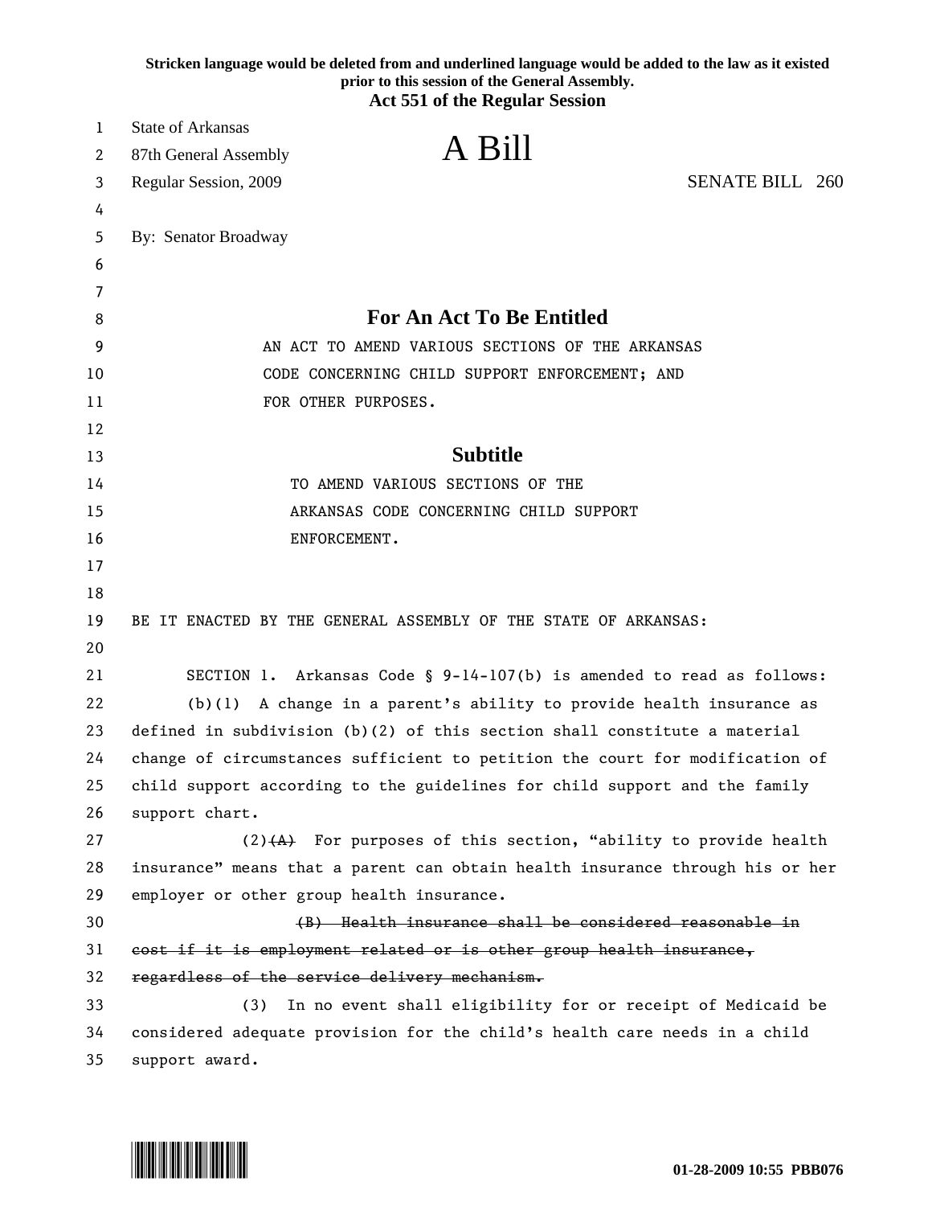**Stricken language would be deleted from and underlined language would be added to the law as it existed prior to this session of the General Assembly.**

**Act 551 of the Regular Session**

State of Arkansas
87th General Assembly
Regular Session, 2009

# A Bill

SENATE BILL 260

By: Senator Broadway

## For An Act To Be Entitled

AN ACT TO AMEND VARIOUS SECTIONS OF THE ARKANSAS CODE CONCERNING CHILD SUPPORT ENFORCEMENT; AND FOR OTHER PURPOSES.

## Subtitle

TO AMEND VARIOUS SECTIONS OF THE ARKANSAS CODE CONCERNING CHILD SUPPORT ENFORCEMENT.

BE IT ENACTED BY THE GENERAL ASSEMBLY OF THE STATE OF ARKANSAS:

SECTION 1. Arkansas Code § 9-14-107(b) is amended to read as follows:

(b)(1) A change in a parent's ability to provide health insurance as defined in subdivision (b)(2) of this section shall constitute a material change of circumstances sufficient to petition the court for modification of child support according to the guidelines for child support and the family support chart.

(2)~~(A)~~ For purposes of this section, "ability to provide health insurance" means that a parent can obtain health insurance through his or her employer or other group health insurance.

~~(B) Health insurance shall be considered reasonable in cost if it is employment related or is other group health insurance, regardless of the service delivery mechanism.~~

(3) In no event shall eligibility for or receipt of Medicaid be considered adequate provision for the child's health care needs in a child support award.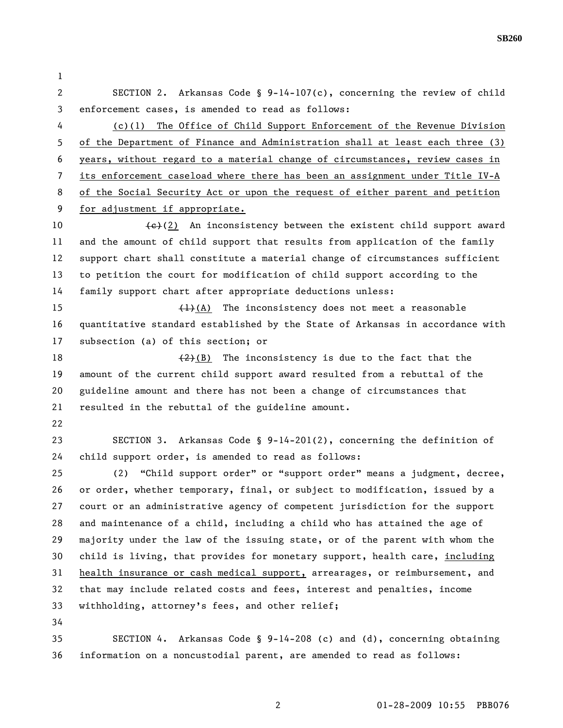SECTION 2. Arkansas Code § 9-14-107(c), concerning the review of child enforcement cases, is amended to read as follows:

<u>(c)(1) The Office of Child Support Enforcement of the Revenue Division of the Department of Finance and Administration shall at least each three (3) years, without regard to a material change of circumstances, review cases in its enforcement caseload where there has been an assignment under Title IV-A of the Social Security Act or upon the request of either parent and petition for adjustment if appropriate.</u>

~~(c)~~<u>(2)</u> An inconsistency between the existent child support award and the amount of child support that results from application of the family support chart shall constitute a material change of circumstances sufficient to petition the court for modification of child support according to the family support chart after appropriate deductions unless:

~~(1)~~<u>(A)</u> The inconsistency does not meet a reasonable quantitative standard established by the State of Arkansas in accordance with subsection (a) of this section; or

~~(2)~~<u>(B)</u> The inconsistency is due to the fact that the amount of the current child support award resulted from a rebuttal of the guideline amount and there has not been a change of circumstances that resulted in the rebuttal of the guideline amount.

SECTION 3. Arkansas Code § 9-14-201(2), concerning the definition of child support order, is amended to read as follows:

(2) "Child support order" or "support order" means a judgment, decree, or order, whether temporary, final, or subject to modification, issued by a court or an administrative agency of competent jurisdiction for the support and maintenance of a child, including a child who has attained the age of majority under the law of the issuing state, or of the parent with whom the child is living, that provides for monetary support, health care, <u>including health insurance or cash medical support,</u> arrearages, or reimbursement, and that may include related costs and fees, interest and penalties, income withholding, attorney's fees, and other relief;

SECTION 4. Arkansas Code § 9-14-208 (c) and (d), concerning obtaining information on a noncustodial parent, are amended to read as follows: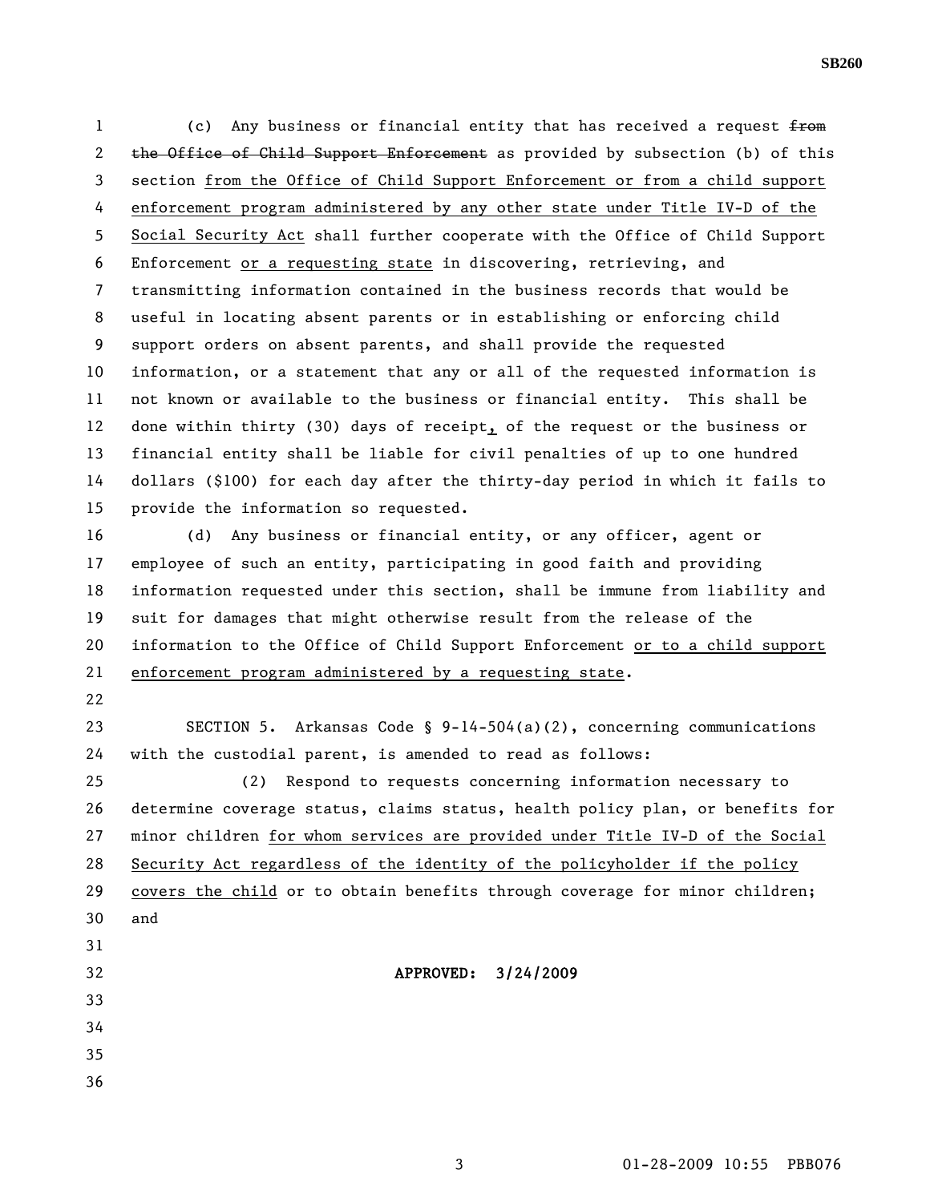(c) Any business or financial entity that has received a request ~~from the Office of Child Support Enforcement~~ as provided by subsection (b) of this section from the Office of Child Support Enforcement or from a child support enforcement program administered by any other state under Title IV-D of the Social Security Act shall further cooperate with the Office of Child Support Enforcement or a requesting state in discovering, retrieving, and transmitting information contained in the business records that would be useful in locating absent parents or in establishing or enforcing child support orders on absent parents, and shall provide the requested information, or a statement that any or all of the requested information is not known or available to the business or financial entity. This shall be done within thirty (30) days of receipt, of the request or the business or financial entity shall be liable for civil penalties of up to one hundred dollars ($100) for each day after the thirty-day period in which it fails to provide the information so requested.

(d) Any business or financial entity, or any officer, agent or employee of such an entity, participating in good faith and providing information requested under this section, shall be immune from liability and suit for damages that might otherwise result from the release of the information to the Office of Child Support Enforcement or to a child support enforcement program administered by a requesting state.

SECTION 5. Arkansas Code § 9-14-504(a)(2), concerning communications with the custodial parent, is amended to read as follows:

(2) Respond to requests concerning information necessary to determine coverage status, claims status, health policy plan, or benefits for minor children for whom services are provided under Title IV-D of the Social Security Act regardless of the identity of the policyholder if the policy covers the child or to obtain benefits through coverage for minor children; and

**APPROVED: 3/24/2009**